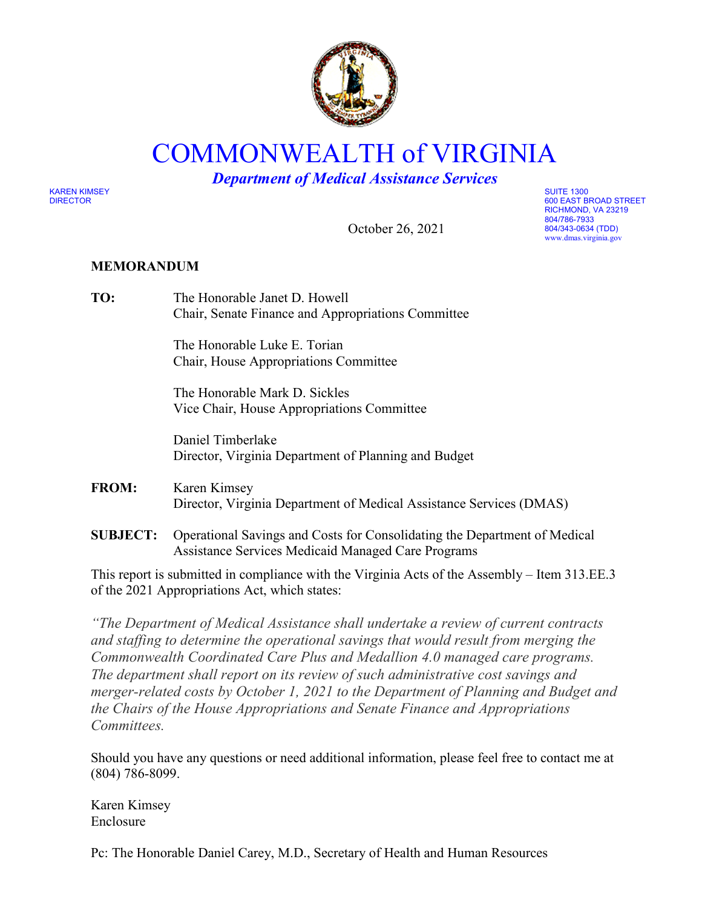# COMMONWEALTH of VIRGINIA

***Department of Medical Assistance Services***

KAREN KIMSEY
DIRECTOR

SUITE 1300
600 EAST BROAD STREET
RICHMOND, VA 23219
804/786-7933
804/343-0634 (TDD)
www.dmas.virginia.gov

October 26, 2021

**MEMORANDUM**

**TO:** The Honorable Janet D. Howell
Chair, Senate Finance and Appropriations Committee

The Honorable Luke E. Torian
Chair, House Appropriations Committee

The Honorable Mark D. Sickles
Vice Chair, House Appropriations Committee

Daniel Timberlake
Director, Virginia Department of Planning and Budget

**FROM:** Karen Kimsey
Director, Virginia Department of Medical Assistance Services (DMAS)

**SUBJECT:** Operational Savings and Costs for Consolidating the Department of Medical Assistance Services Medicaid Managed Care Programs

This report is submitted in compliance with the Virginia Acts of the Assembly – Item 313.EE.3 of the 2021 Appropriations Act, which states:

*"The Department of Medical Assistance shall undertake a review of current contracts and staffing to determine the operational savings that would result from merging the Commonwealth Coordinated Care Plus and Medallion 4.0 managed care programs. The department shall report on its review of such administrative cost savings and merger-related costs by October 1, 2021 to the Department of Planning and Budget and the Chairs of the House Appropriations and Senate Finance and Appropriations Committees.*

Should you have any questions or need additional information, please feel free to contact me at (804) 786-8099.

Karen Kimsey
Enclosure

Pc: The Honorable Daniel Carey, M.D., Secretary of Health and Human Resources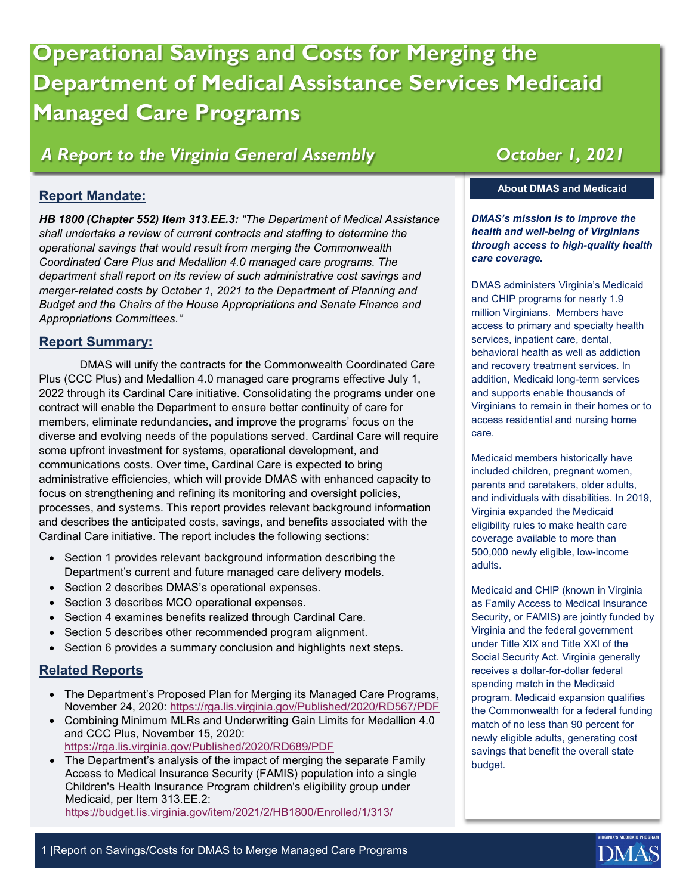# Operational Savings and Costs for Merging the Department of Medical Assistance Services Medicaid Managed Care Programs

## *A Report to the Virginia General Assembly* — *October 1, 2021*

### Report Mandate:

***HB 1800 (Chapter 552) Item 313.EE.3:*** *"The Department of Medical Assistance shall undertake a review of current contracts and staffing to determine the operational savings that would result from merging the Commonwealth Coordinated Care Plus and Medallion 4.0 managed care programs. The department shall report on its review of such administrative cost savings and merger-related costs by October 1, 2021 to the Department of Planning and Budget and the Chairs of the House Appropriations and Senate Finance and Appropriations Committees."*

### Report Summary:

DMAS will unify the contracts for the Commonwealth Coordinated Care Plus (CCC Plus) and Medallion 4.0 managed care programs effective July 1, 2022 through its Cardinal Care initiative. Consolidating the programs under one contract will enable the Department to ensure better continuity of care for members, eliminate redundancies, and improve the programs' focus on the diverse and evolving needs of the populations served. Cardinal Care will require some upfront investment for systems, operational development, and communications costs. Over time, Cardinal Care is expected to bring administrative efficiencies, which will provide DMAS with enhanced capacity to focus on strengthening and refining its monitoring and oversight policies, processes, and systems. This report provides relevant background information and describes the anticipated costs, savings, and benefits associated with the Cardinal Care initiative. The report includes the following sections:

- Section 1 provides relevant background information describing the Department's current and future managed care delivery models.
- Section 2 describes DMAS's operational expenses.
- Section 3 describes MCO operational expenses.
- Section 4 examines benefits realized through Cardinal Care.
- Section 5 describes other recommended program alignment.
- Section 6 provides a summary conclusion and highlights next steps.

### Related Reports

- The Department's Proposed Plan for Merging its Managed Care Programs, November 24, 2020: https://rga.lis.virginia.gov/Published/2020/RD567/PDF
- Combining Minimum MLRs and Underwriting Gain Limits for Medallion 4.0 and CCC Plus, November 15, 2020: https://rga.lis.virginia.gov/Published/2020/RD689/PDF
- The Department's analysis of the impact of merging the separate Family Access to Medical Insurance Security (FAMIS) population into a single Children's Health Insurance Program children's eligibility group under Medicaid, per Item 313.EE.2: https://budget.lis.virginia.gov/item/2021/2/HB1800/Enrolled/1/313/

### About DMAS and Medicaid

***DMAS's mission is to improve the health and well-being of Virginians through access to high-quality health care coverage.***

DMAS administers Virginia's Medicaid and CHIP programs for nearly 1.9 million Virginians. Members have access to primary and specialty health services, inpatient care, dental, behavioral health as well as addiction and recovery treatment services. In addition, Medicaid long-term services and supports enable thousands of Virginians to remain in their homes or to access residential and nursing home care.

Medicaid members historically have included children, pregnant women, parents and caretakers, older adults, and individuals with disabilities. In 2019, Virginia expanded the Medicaid eligibility rules to make health care coverage available to more than 500,000 newly eligible, low-income adults.

Medicaid and CHIP (known in Virginia as Family Access to Medical Insurance Security, or FAMIS) are jointly funded by Virginia and the federal government under Title XIX and Title XXI of the Social Security Act. Virginia generally receives a dollar-for-dollar federal spending match in the Medicaid program. Medicaid expansion qualifies the Commonwealth for a federal funding match of no less than 90 percent for newly eligible adults, generating cost savings that benefit the overall state budget.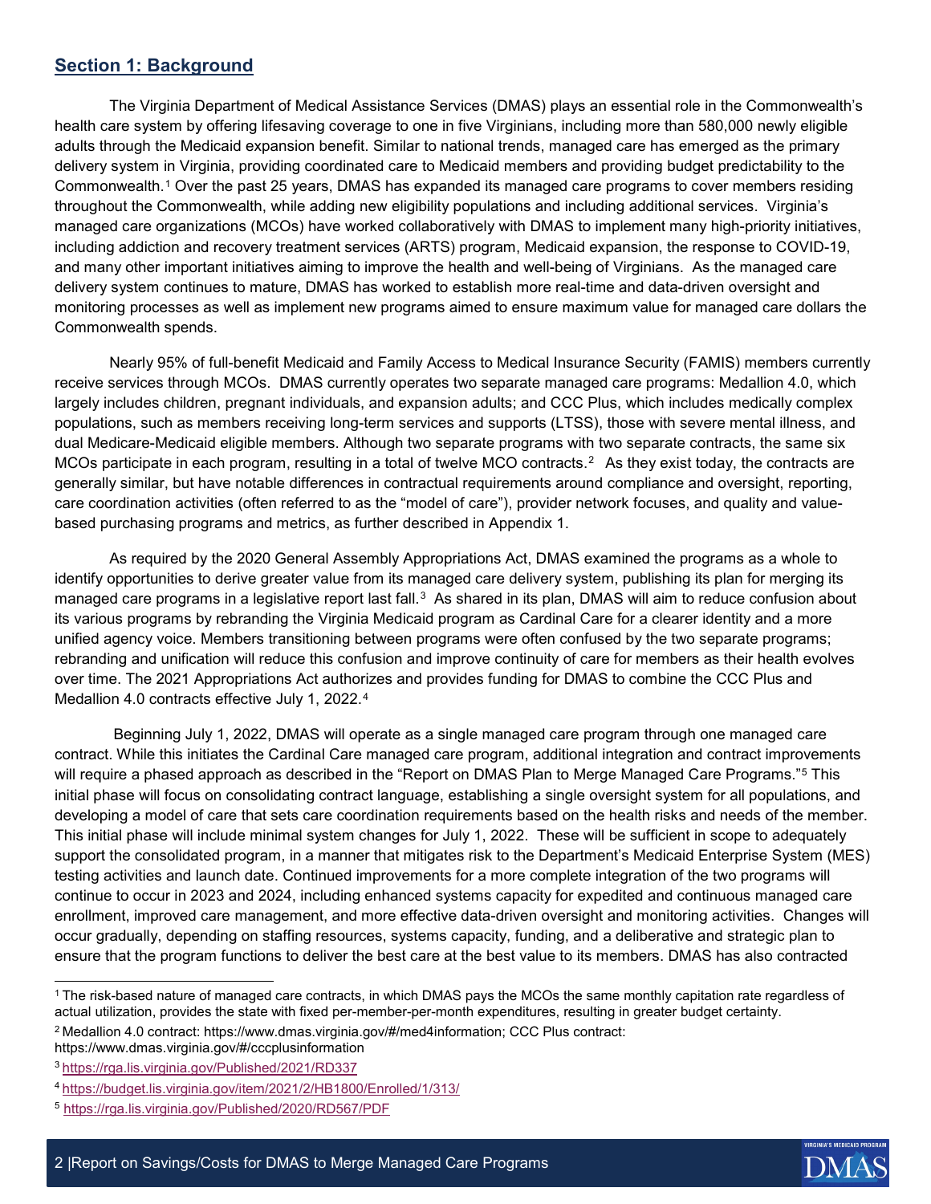## Section 1: Background

The Virginia Department of Medical Assistance Services (DMAS) plays an essential role in the Commonwealth's health care system by offering lifesaving coverage to one in five Virginians, including more than 580,000 newly eligible adults through the Medicaid expansion benefit. Similar to national trends, managed care has emerged as the primary delivery system in Virginia, providing coordinated care to Medicaid members and providing budget predictability to the Commonwealth.[1] Over the past 25 years, DMAS has expanded its managed care programs to cover members residing throughout the Commonwealth, while adding new eligibility populations and including additional services. Virginia's managed care organizations (MCOs) have worked collaboratively with DMAS to implement many high-priority initiatives, including addiction and recovery treatment services (ARTS) program, Medicaid expansion, the response to COVID-19, and many other important initiatives aiming to improve the health and well-being of Virginians. As the managed care delivery system continues to mature, DMAS has worked to establish more real-time and data-driven oversight and monitoring processes as well as implement new programs aimed to ensure maximum value for managed care dollars the Commonwealth spends.

Nearly 95% of full-benefit Medicaid and Family Access to Medical Insurance Security (FAMIS) members currently receive services through MCOs. DMAS currently operates two separate managed care programs: Medallion 4.0, which largely includes children, pregnant individuals, and expansion adults; and CCC Plus, which includes medically complex populations, such as members receiving long-term services and supports (LTSS), those with severe mental illness, and dual Medicare-Medicaid eligible members. Although two separate programs with two separate contracts, the same six MCOs participate in each program, resulting in a total of twelve MCO contracts.[2] As they exist today, the contracts are generally similar, but have notable differences in contractual requirements around compliance and oversight, reporting, care coordination activities (often referred to as the "model of care"), provider network focuses, and quality and value-based purchasing programs and metrics, as further described in Appendix 1.

As required by the 2020 General Assembly Appropriations Act, DMAS examined the programs as a whole to identify opportunities to derive greater value from its managed care delivery system, publishing its plan for merging its managed care programs in a legislative report last fall.[3] As shared in its plan, DMAS will aim to reduce confusion about its various programs by rebranding the Virginia Medicaid program as Cardinal Care for a clearer identity and a more unified agency voice. Members transitioning between programs were often confused by the two separate programs; rebranding and unification will reduce this confusion and improve continuity of care for members as their health evolves over time. The 2021 Appropriations Act authorizes and provides funding for DMAS to combine the CCC Plus and Medallion 4.0 contracts effective July 1, 2022.[4]

Beginning July 1, 2022, DMAS will operate as a single managed care program through one managed care contract. While this initiates the Cardinal Care managed care program, additional integration and contract improvements will require a phased approach as described in the "Report on DMAS Plan to Merge Managed Care Programs."[5] This initial phase will focus on consolidating contract language, establishing a single oversight system for all populations, and developing a model of care that sets care coordination requirements based on the health risks and needs of the member. This initial phase will include minimal system changes for July 1, 2022. These will be sufficient in scope to adequately support the consolidated program, in a manner that mitigates risk to the Department's Medicaid Enterprise System (MES) testing activities and launch date. Continued improvements for a more complete integration of the two programs will continue to occur in 2023 and 2024, including enhanced systems capacity for expedited and continuous managed care enrollment, improved care management, and more effective data-driven oversight and monitoring activities. Changes will occur gradually, depending on staffing resources, systems capacity, funding, and a deliberative and strategic plan to ensure that the program functions to deliver the best care at the best value to its members. DMAS has also contracted

---

[1] The risk-based nature of managed care contracts, in which DMAS pays the MCOs the same monthly capitation rate regardless of actual utilization, provides the state with fixed per-member-per-month expenditures, resulting in greater budget certainty.

[2] Medallion 4.0 contract: https://www.dmas.virginia.gov/#/med4information; CCC Plus contract: https://www.dmas.virginia.gov/#/cccplusinformation

[3] https://rga.lis.virginia.gov/Published/2021/RD337

[4] https://budget.lis.virginia.gov/item/2021/2/HB1800/Enrolled/1/313/

[5] https://rga.lis.virginia.gov/Published/2020/RD567/PDF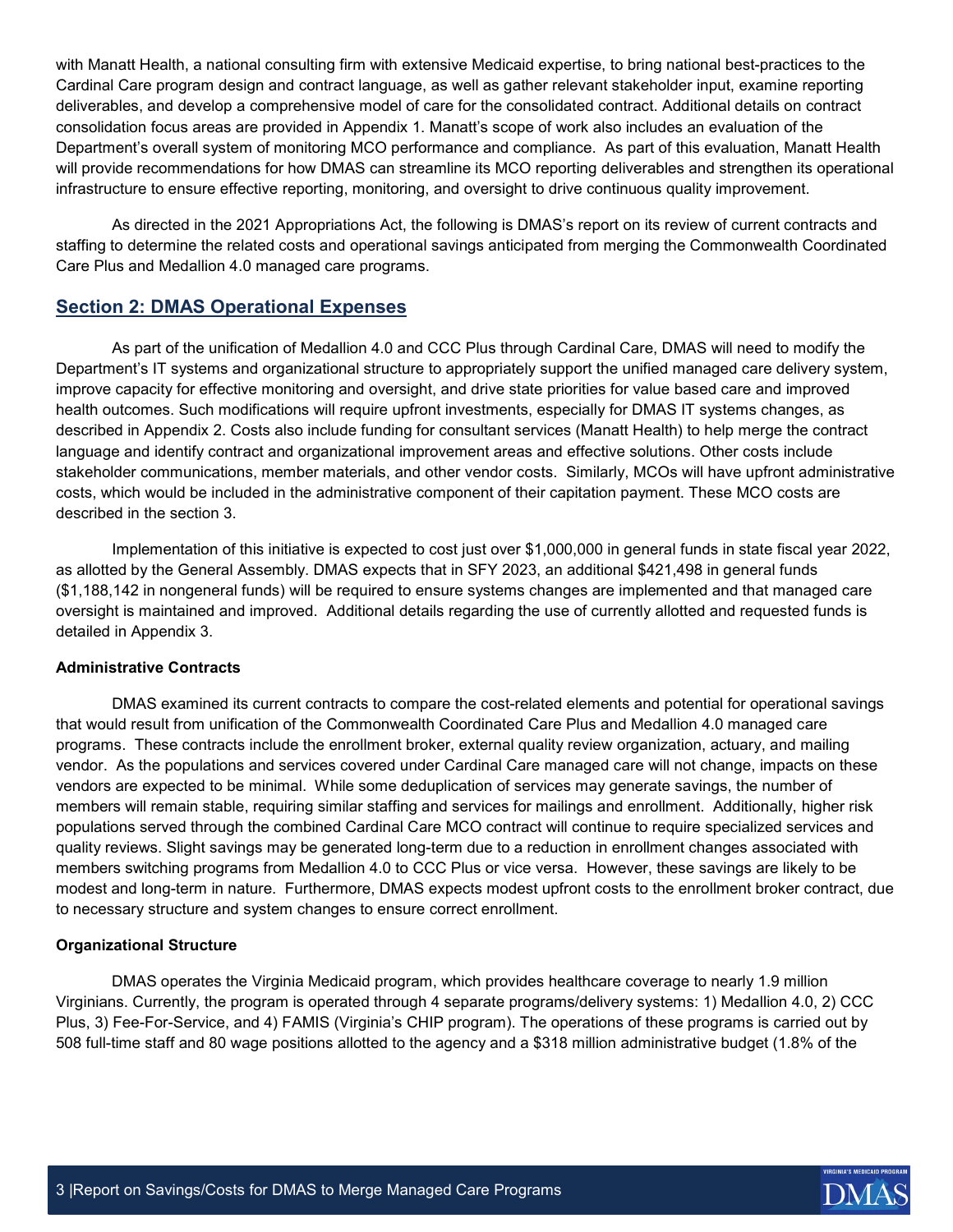with Manatt Health, a national consulting firm with extensive Medicaid expertise, to bring national best-practices to the Cardinal Care program design and contract language, as well as gather relevant stakeholder input, examine reporting deliverables, and develop a comprehensive model of care for the consolidated contract. Additional details on contract consolidation focus areas are provided in Appendix 1. Manatt's scope of work also includes an evaluation of the Department's overall system of monitoring MCO performance and compliance. As part of this evaluation, Manatt Health will provide recommendations for how DMAS can streamline its MCO reporting deliverables and strengthen its operational infrastructure to ensure effective reporting, monitoring, and oversight to drive continuous quality improvement.

As directed in the 2021 Appropriations Act, the following is DMAS's report on its review of current contracts and staffing to determine the related costs and operational savings anticipated from merging the Commonwealth Coordinated Care Plus and Medallion 4.0 managed care programs.

## Section 2: DMAS Operational Expenses

As part of the unification of Medallion 4.0 and CCC Plus through Cardinal Care, DMAS will need to modify the Department's IT systems and organizational structure to appropriately support the unified managed care delivery system, improve capacity for effective monitoring and oversight, and drive state priorities for value based care and improved health outcomes. Such modifications will require upfront investments, especially for DMAS IT systems changes, as described in Appendix 2. Costs also include funding for consultant services (Manatt Health) to help merge the contract language and identify contract and organizational improvement areas and effective solutions. Other costs include stakeholder communications, member materials, and other vendor costs. Similarly, MCOs will have upfront administrative costs, which would be included in the administrative component of their capitation payment. These MCO costs are described in the section 3.

Implementation of this initiative is expected to cost just over $1,000,000 in general funds in state fiscal year 2022, as allotted by the General Assembly. DMAS expects that in SFY 2023, an additional $421,498 in general funds ($1,188,142 in nongeneral funds) will be required to ensure systems changes are implemented and that managed care oversight is maintained and improved. Additional details regarding the use of currently allotted and requested funds is detailed in Appendix 3.

**Administrative Contracts**

DMAS examined its current contracts to compare the cost-related elements and potential for operational savings that would result from unification of the Commonwealth Coordinated Care Plus and Medallion 4.0 managed care programs. These contracts include the enrollment broker, external quality review organization, actuary, and mailing vendor. As the populations and services covered under Cardinal Care managed care will not change, impacts on these vendors are expected to be minimal. While some deduplication of services may generate savings, the number of members will remain stable, requiring similar staffing and services for mailings and enrollment. Additionally, higher risk populations served through the combined Cardinal Care MCO contract will continue to require specialized services and quality reviews. Slight savings may be generated long-term due to a reduction in enrollment changes associated with members switching programs from Medallion 4.0 to CCC Plus or vice versa. However, these savings are likely to be modest and long-term in nature. Furthermore, DMAS expects modest upfront costs to the enrollment broker contract, due to necessary structure and system changes to ensure correct enrollment.

**Organizational Structure**

DMAS operates the Virginia Medicaid program, which provides healthcare coverage to nearly 1.9 million Virginians. Currently, the program is operated through 4 separate programs/delivery systems: 1) Medallion 4.0, 2) CCC Plus, 3) Fee-For-Service, and 4) FAMIS (Virginia's CHIP program). The operations of these programs is carried out by 508 full-time staff and 80 wage positions allotted to the agency and a $318 million administrative budget (1.8% of the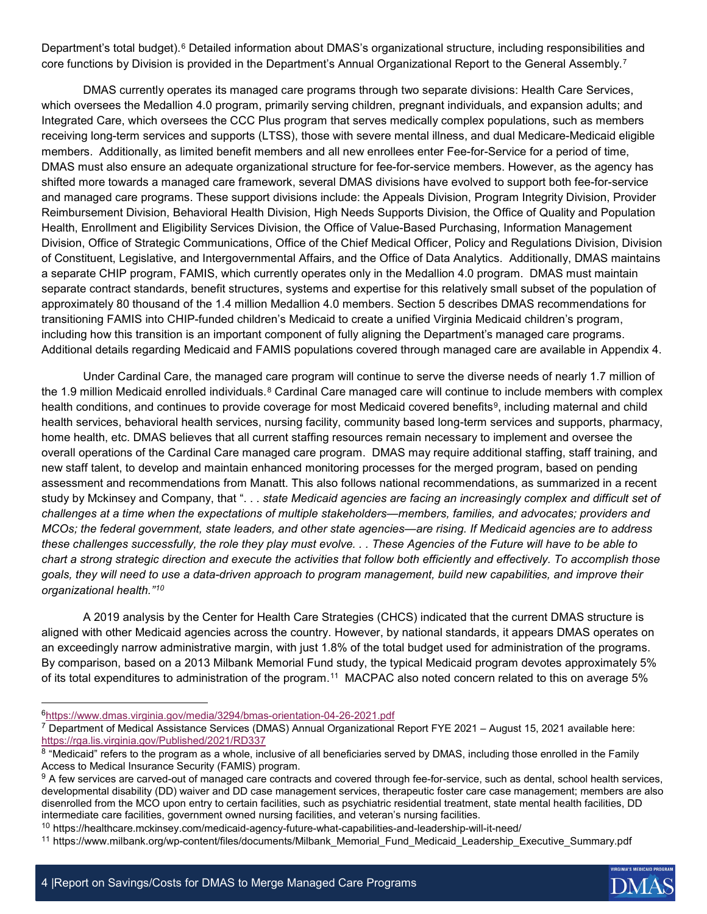Department's total budget).[6] Detailed information about DMAS's organizational structure, including responsibilities and core functions by Division is provided in the Department's Annual Organizational Report to the General Assembly.[7]

DMAS currently operates its managed care programs through two separate divisions: Health Care Services, which oversees the Medallion 4.0 program, primarily serving children, pregnant individuals, and expansion adults; and Integrated Care, which oversees the CCC Plus program that serves medically complex populations, such as members receiving long-term services and supports (LTSS), those with severe mental illness, and dual Medicare-Medicaid eligible members. Additionally, as limited benefit members and all new enrollees enter Fee-for-Service for a period of time, DMAS must also ensure an adequate organizational structure for fee-for-service members. However, as the agency has shifted more towards a managed care framework, several DMAS divisions have evolved to support both fee-for-service and managed care programs. These support divisions include: the Appeals Division, Program Integrity Division, Provider Reimbursement Division, Behavioral Health Division, High Needs Supports Division, the Office of Quality and Population Health, Enrollment and Eligibility Services Division, the Office of Value-Based Purchasing, Information Management Division, Office of Strategic Communications, Office of the Chief Medical Officer, Policy and Regulations Division, Division of Constituent, Legislative, and Intergovernmental Affairs, and the Office of Data Analytics. Additionally, DMAS maintains a separate CHIP program, FAMIS, which currently operates only in the Medallion 4.0 program. DMAS must maintain separate contract standards, benefit structures, systems and expertise for this relatively small subset of the population of approximately 80 thousand of the 1.4 million Medallion 4.0 members. Section 5 describes DMAS recommendations for transitioning FAMIS into CHIP-funded children's Medicaid to create a unified Virginia Medicaid children's program, including how this transition is an important component of fully aligning the Department's managed care programs. Additional details regarding Medicaid and FAMIS populations covered through managed care are available in Appendix 4.

Under Cardinal Care, the managed care program will continue to serve the diverse needs of nearly 1.7 million of the 1.9 million Medicaid enrolled individuals.[8] Cardinal Care managed care will continue to include members with complex health conditions, and continues to provide coverage for most Medicaid covered benefits[9], including maternal and child health services, behavioral health services, nursing facility, community based long-term services and supports, pharmacy, home health, etc. DMAS believes that all current staffing resources remain necessary to implement and oversee the overall operations of the Cardinal Care managed care program. DMAS may require additional staffing, staff training, and new staff talent, to develop and maintain enhanced monitoring processes for the merged program, based on pending assessment and recommendations from Manatt. This also follows national recommendations, as summarized in a recent study by Mckinsey and Company, that ". . . *state Medicaid agencies are facing an increasingly complex and difficult set of challenges at a time when the expectations of multiple stakeholders—members, families, and advocates; providers and MCOs; the federal government, state leaders, and other state agencies—are rising. If Medicaid agencies are to address these challenges successfully, the role they play must evolve. . . These Agencies of the Future will have to be able to chart a strong strategic direction and execute the activities that follow both efficiently and effectively. To accomplish those goals, they will need to use a data-driven approach to program management, build new capabilities, and improve their organizational health."*[10]

A 2019 analysis by the Center for Health Care Strategies (CHCS) indicated that the current DMAS structure is aligned with other Medicaid agencies across the country. However, by national standards, it appears DMAS operates on an exceedingly narrow administrative margin, with just 1.8% of the total budget used for administration of the programs. By comparison, based on a 2013 Milbank Memorial Fund study, the typical Medicaid program devotes approximately 5% of its total expenditures to administration of the program.[11] MACPAC also noted concern related to this on average 5%

---

[6] https://www.dmas.virginia.gov/media/3294/bmas-orientation-04-26-2021.pdf

[7] Department of Medical Assistance Services (DMAS) Annual Organizational Report FYE 2021 – August 15, 2021 available here: https://rga.lis.virginia.gov/Published/2021/RD337

[8] "Medicaid" refers to the program as a whole, inclusive of all beneficiaries served by DMAS, including those enrolled in the Family Access to Medical Insurance Security (FAMIS) program.

[9] A few services are carved-out of managed care contracts and covered through fee-for-service, such as dental, school health services, developmental disability (DD) waiver and DD case management services, therapeutic foster care case management; members are also disenrolled from the MCO upon entry to certain facilities, such as psychiatric residential treatment, state mental health facilities, DD intermediate care facilities, government owned nursing facilities, and veteran's nursing facilities.

[10] https://healthcare.mckinsey.com/medicaid-agency-future-what-capabilities-and-leadership-will-it-need/

[11] https://www.milbank.org/wp-content/files/documents/Milbank_Memorial_Fund_Medicaid_Leadership_Executive_Summary.pdf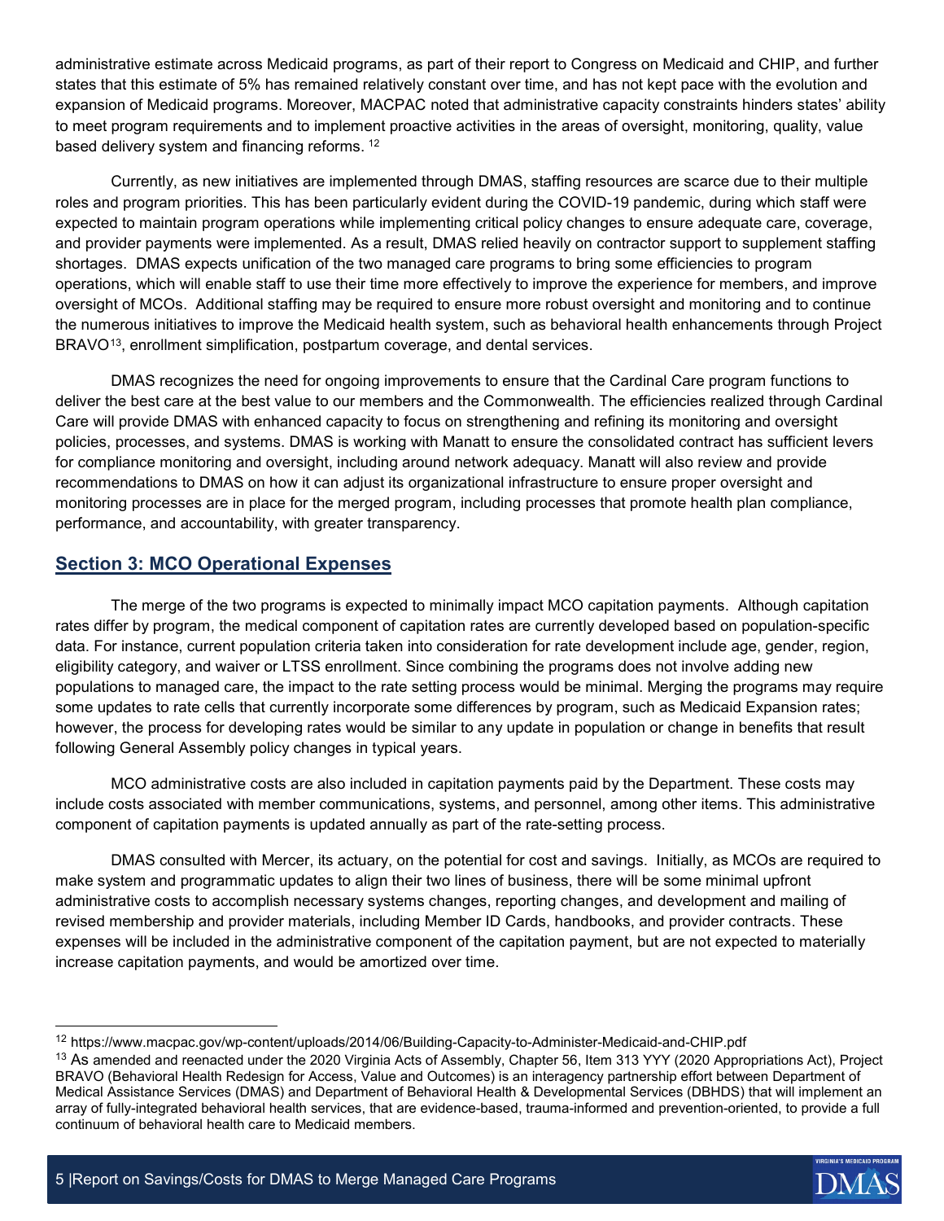administrative estimate across Medicaid programs, as part of their report to Congress on Medicaid and CHIP, and further states that this estimate of 5% has remained relatively constant over time, and has not kept pace with the evolution and expansion of Medicaid programs. Moreover, MACPAC noted that administrative capacity constraints hinders states' ability to meet program requirements and to implement proactive activities in the areas of oversight, monitoring, quality, value based delivery system and financing reforms. [12]

Currently, as new initiatives are implemented through DMAS, staffing resources are scarce due to their multiple roles and program priorities. This has been particularly evident during the COVID-19 pandemic, during which staff were expected to maintain program operations while implementing critical policy changes to ensure adequate care, coverage, and provider payments were implemented. As a result, DMAS relied heavily on contractor support to supplement staffing shortages. DMAS expects unification of the two managed care programs to bring some efficiencies to program operations, which will enable staff to use their time more effectively to improve the experience for members, and improve oversight of MCOs. Additional staffing may be required to ensure more robust oversight and monitoring and to continue the numerous initiatives to improve the Medicaid health system, such as behavioral health enhancements through Project BRAVO[13], enrollment simplification, postpartum coverage, and dental services.

DMAS recognizes the need for ongoing improvements to ensure that the Cardinal Care program functions to deliver the best care at the best value to our members and the Commonwealth. The efficiencies realized through Cardinal Care will provide DMAS with enhanced capacity to focus on strengthening and refining its monitoring and oversight policies, processes, and systems. DMAS is working with Manatt to ensure the consolidated contract has sufficient levers for compliance monitoring and oversight, including around network adequacy. Manatt will also review and provide recommendations to DMAS on how it can adjust its organizational infrastructure to ensure proper oversight and monitoring processes are in place for the merged program, including processes that promote health plan compliance, performance, and accountability, with greater transparency.

## Section 3: MCO Operational Expenses

The merge of the two programs is expected to minimally impact MCO capitation payments. Although capitation rates differ by program, the medical component of capitation rates are currently developed based on population-specific data. For instance, current population criteria taken into consideration for rate development include age, gender, region, eligibility category, and waiver or LTSS enrollment. Since combining the programs does not involve adding new populations to managed care, the impact to the rate setting process would be minimal. Merging the programs may require some updates to rate cells that currently incorporate some differences by program, such as Medicaid Expansion rates; however, the process for developing rates would be similar to any update in population or change in benefits that result following General Assembly policy changes in typical years.

MCO administrative costs are also included in capitation payments paid by the Department. These costs may include costs associated with member communications, systems, and personnel, among other items. This administrative component of capitation payments is updated annually as part of the rate-setting process.

DMAS consulted with Mercer, its actuary, on the potential for cost and savings. Initially, as MCOs are required to make system and programmatic updates to align their two lines of business, there will be some minimal upfront administrative costs to accomplish necessary systems changes, reporting changes, and development and mailing of revised membership and provider materials, including Member ID Cards, handbooks, and provider contracts. These expenses will be included in the administrative component of the capitation payment, but are not expected to materially increase capitation payments, and would be amortized over time.

---

[12] https://www.macpac.gov/wp-content/uploads/2014/06/Building-Capacity-to-Administer-Medicaid-and-CHIP.pdf

[13] As amended and reenacted under the 2020 Virginia Acts of Assembly, Chapter 56, Item 313 YYY (2020 Appropriations Act), Project BRAVO (Behavioral Health Redesign for Access, Value and Outcomes) is an interagency partnership effort between Department of Medical Assistance Services (DMAS) and Department of Behavioral Health & Developmental Services (DBHDS) that will implement an array of fully-integrated behavioral health services, that are evidence-based, trauma-informed and prevention-oriented, to provide a full continuum of behavioral health care to Medicaid members.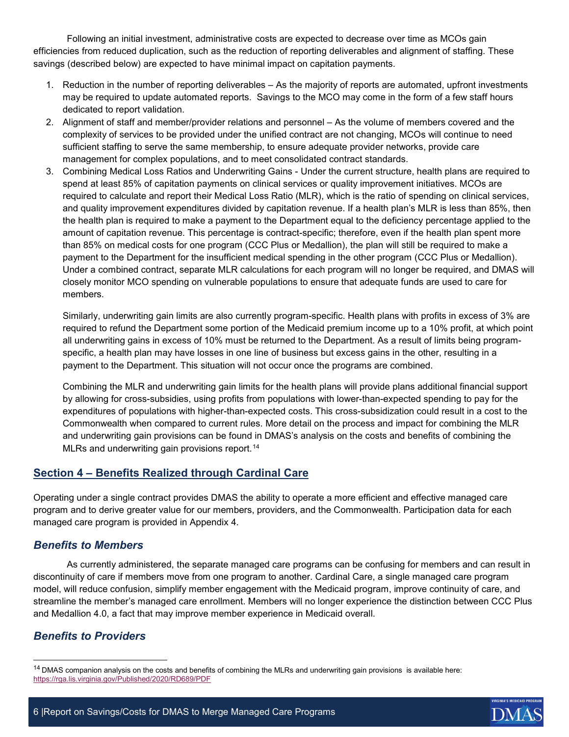Following an initial investment, administrative costs are expected to decrease over time as MCOs gain efficiencies from reduced duplication, such as the reduction of reporting deliverables and alignment of staffing. These savings (described below) are expected to have minimal impact on capitation payments.

1. Reduction in the number of reporting deliverables – As the majority of reports are automated, upfront investments may be required to update automated reports. Savings to the MCO may come in the form of a few staff hours dedicated to report validation.
2. Alignment of staff and member/provider relations and personnel – As the volume of members covered and the complexity of services to be provided under the unified contract are not changing, MCOs will continue to need sufficient staffing to serve the same membership, to ensure adequate provider networks, provide care management for complex populations, and to meet consolidated contract standards.
3. Combining Medical Loss Ratios and Underwriting Gains - Under the current structure, health plans are required to spend at least 85% of capitation payments on clinical services or quality improvement initiatives. MCOs are required to calculate and report their Medical Loss Ratio (MLR), which is the ratio of spending on clinical services, and quality improvement expenditures divided by capitation revenue. If a health plan's MLR is less than 85%, then the health plan is required to make a payment to the Department equal to the deficiency percentage applied to the amount of capitation revenue. This percentage is contract-specific; therefore, even if the health plan spent more than 85% on medical costs for one program (CCC Plus or Medallion), the plan will still be required to make a payment to the Department for the insufficient medical spending in the other program (CCC Plus or Medallion). Under a combined contract, separate MLR calculations for each program will no longer be required, and DMAS will closely monitor MCO spending on vulnerable populations to ensure that adequate funds are used to care for members.

   Similarly, underwriting gain limits are also currently program-specific. Health plans with profits in excess of 3% are required to refund the Department some portion of the Medicaid premium income up to a 10% profit, at which point all underwriting gains in excess of 10% must be returned to the Department. As a result of limits being program-specific, a health plan may have losses in one line of business but excess gains in the other, resulting in a payment to the Department. This situation will not occur once the programs are combined.

   Combining the MLR and underwriting gain limits for the health plans will provide plans additional financial support by allowing for cross-subsidies, using profits from populations with lower-than-expected spending to pay for the expenditures of populations with higher-than-expected costs. This cross-subsidization could result in a cost to the Commonwealth when compared to current rules. More detail on the process and impact for combining the MLR and underwriting gain provisions can be found in DMAS's analysis on the costs and benefits of combining the MLRs and underwriting gain provisions report.[14]

## Section 4 – Benefits Realized through Cardinal Care

Operating under a single contract provides DMAS the ability to operate a more efficient and effective managed care program and to derive greater value for our members, providers, and the Commonwealth. Participation data for each managed care program is provided in Appendix 4.

### *Benefits to Members*

As currently administered, the separate managed care programs can be confusing for members and can result in discontinuity of care if members move from one program to another. Cardinal Care, a single managed care program model, will reduce confusion, simplify member engagement with the Medicaid program, improve continuity of care, and streamline the member's managed care enrollment. Members will no longer experience the distinction between CCC Plus and Medallion 4.0, a fact that may improve member experience in Medicaid overall.

### *Benefits to Providers*

[14] DMAS companion analysis on the costs and benefits of combining the MLRs and underwriting gain provisions is available here: https://rga.lis.virginia.gov/Published/2020/RD689/PDF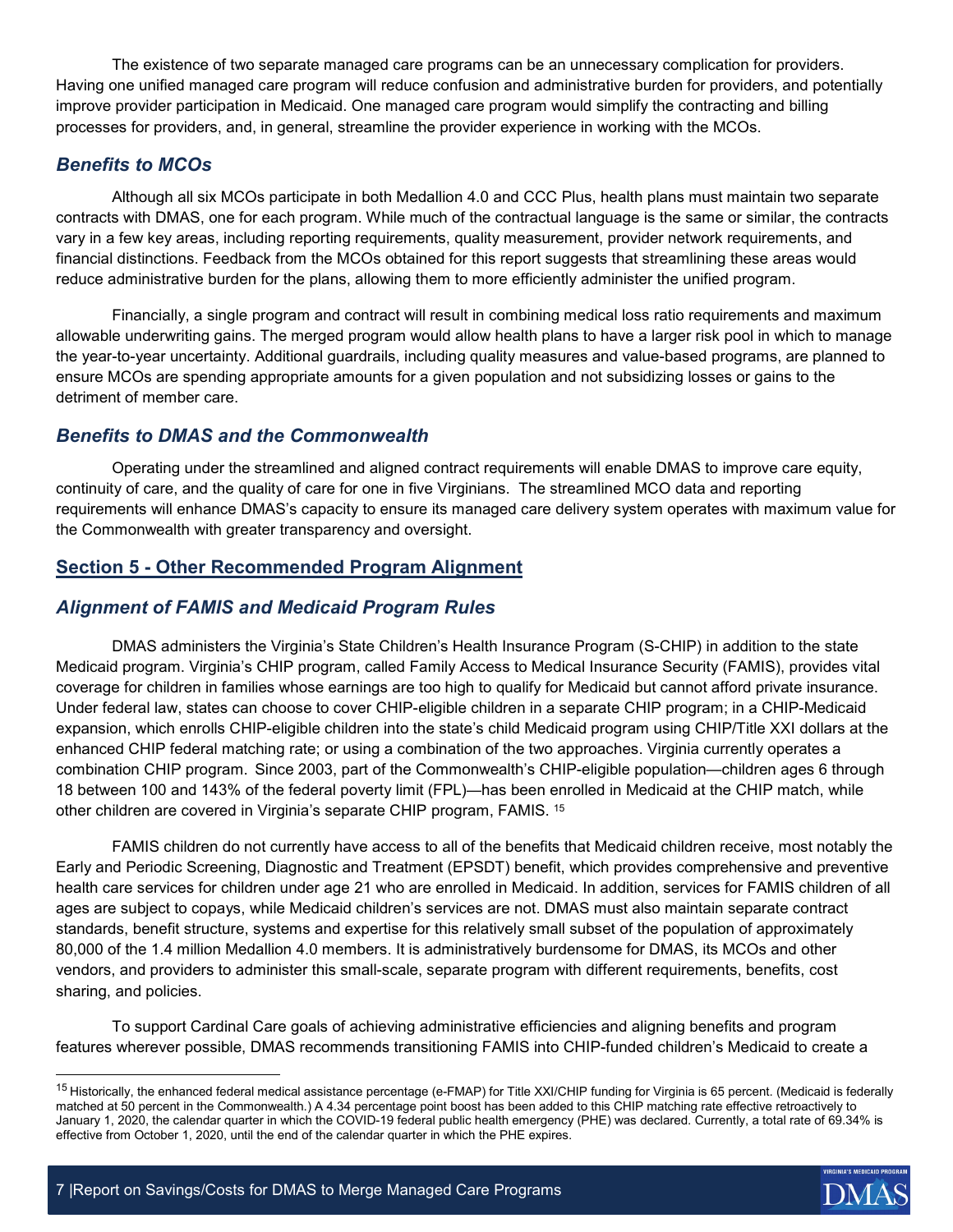The existence of two separate managed care programs can be an unnecessary complication for providers. Having one unified managed care program will reduce confusion and administrative burden for providers, and potentially improve provider participation in Medicaid. One managed care program would simplify the contracting and billing processes for providers, and, in general, streamline the provider experience in working with the MCOs.

### *Benefits to MCOs*

Although all six MCOs participate in both Medallion 4.0 and CCC Plus, health plans must maintain two separate contracts with DMAS, one for each program. While much of the contractual language is the same or similar, the contracts vary in a few key areas, including reporting requirements, quality measurement, provider network requirements, and financial distinctions. Feedback from the MCOs obtained for this report suggests that streamlining these areas would reduce administrative burden for the plans, allowing them to more efficiently administer the unified program.

Financially, a single program and contract will result in combining medical loss ratio requirements and maximum allowable underwriting gains. The merged program would allow health plans to have a larger risk pool in which to manage the year-to-year uncertainty. Additional guardrails, including quality measures and value-based programs, are planned to ensure MCOs are spending appropriate amounts for a given population and not subsidizing losses or gains to the detriment of member care.

### *Benefits to DMAS and the Commonwealth*

Operating under the streamlined and aligned contract requirements will enable DMAS to improve care equity, continuity of care, and the quality of care for one in five Virginians. The streamlined MCO data and reporting requirements will enhance DMAS's capacity to ensure its managed care delivery system operates with maximum value for the Commonwealth with greater transparency and oversight.

## Section 5 - Other Recommended Program Alignment

### *Alignment of FAMIS and Medicaid Program Rules*

DMAS administers the Virginia's State Children's Health Insurance Program (S-CHIP) in addition to the state Medicaid program. Virginia's CHIP program, called Family Access to Medical Insurance Security (FAMIS), provides vital coverage for children in families whose earnings are too high to qualify for Medicaid but cannot afford private insurance. Under federal law, states can choose to cover CHIP-eligible children in a separate CHIP program; in a CHIP-Medicaid expansion, which enrolls CHIP-eligible children into the state's child Medicaid program using CHIP/Title XXI dollars at the enhanced CHIP federal matching rate; or using a combination of the two approaches. Virginia currently operates a combination CHIP program. Since 2003, part of the Commonwealth's CHIP-eligible population—children ages 6 through 18 between 100 and 143% of the federal poverty limit (FPL)—has been enrolled in Medicaid at the CHIP match, while other children are covered in Virginia's separate CHIP program, FAMIS. [15]

FAMIS children do not currently have access to all of the benefits that Medicaid children receive, most notably the Early and Periodic Screening, Diagnostic and Treatment (EPSDT) benefit, which provides comprehensive and preventive health care services for children under age 21 who are enrolled in Medicaid. In addition, services for FAMIS children of all ages are subject to copays, while Medicaid children's services are not. DMAS must also maintain separate contract standards, benefit structure, systems and expertise for this relatively small subset of the population of approximately 80,000 of the 1.4 million Medallion 4.0 members. It is administratively burdensome for DMAS, its MCOs and other vendors, and providers to administer this small-scale, separate program with different requirements, benefits, cost sharing, and policies.

To support Cardinal Care goals of achieving administrative efficiencies and aligning benefits and program features wherever possible, DMAS recommends transitioning FAMIS into CHIP-funded children's Medicaid to create a

[15] Historically, the enhanced federal medical assistance percentage (e-FMAP) for Title XXI/CHIP funding for Virginia is 65 percent. (Medicaid is federally matched at 50 percent in the Commonwealth.) A 4.34 percentage point boost has been added to this CHIP matching rate effective retroactively to January 1, 2020, the calendar quarter in which the COVID-19 federal public health emergency (PHE) was declared. Currently, a total rate of 69.34% is effective from October 1, 2020, until the end of the calendar quarter in which the PHE expires.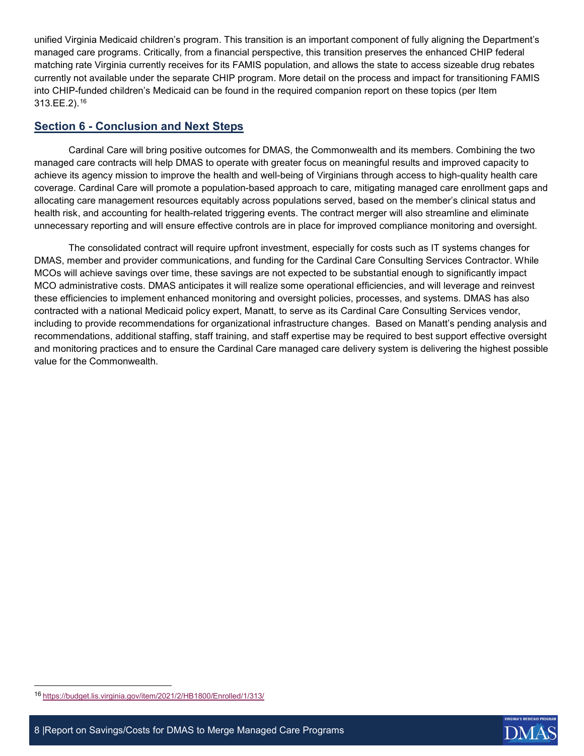unified Virginia Medicaid children's program. This transition is an important component of fully aligning the Department's managed care programs. Critically, from a financial perspective, this transition preserves the enhanced CHIP federal matching rate Virginia currently receives for its FAMIS population, and allows the state to access sizeable drug rebates currently not available under the separate CHIP program. More detail on the process and impact for transitioning FAMIS into CHIP-funded children's Medicaid can be found in the required companion report on these topics (per Item 313.EE.2).[16]

## Section 6 - Conclusion and Next Steps

Cardinal Care will bring positive outcomes for DMAS, the Commonwealth and its members. Combining the two managed care contracts will help DMAS to operate with greater focus on meaningful results and improved capacity to achieve its agency mission to improve the health and well-being of Virginians through access to high-quality health care coverage. Cardinal Care will promote a population-based approach to care, mitigating managed care enrollment gaps and allocating care management resources equitably across populations served, based on the member's clinical status and health risk, and accounting for health-related triggering events. The contract merger will also streamline and eliminate unnecessary reporting and will ensure effective controls are in place for improved compliance monitoring and oversight.

The consolidated contract will require upfront investment, especially for costs such as IT systems changes for DMAS, member and provider communications, and funding for the Cardinal Care Consulting Services Contractor. While MCOs will achieve savings over time, these savings are not expected to be substantial enough to significantly impact MCO administrative costs. DMAS anticipates it will realize some operational efficiencies, and will leverage and reinvest these efficiencies to implement enhanced monitoring and oversight policies, processes, and systems. DMAS has also contracted with a national Medicaid policy expert, Manatt, to serve as its Cardinal Care Consulting Services vendor, including to provide recommendations for organizational infrastructure changes. Based on Manatt's pending analysis and recommendations, additional staffing, staff training, and staff expertise may be required to best support effective oversight and monitoring practices and to ensure the Cardinal Care managed care delivery system is delivering the highest possible value for the Commonwealth.

---

[16] https://budget.lis.virginia.gov/item/2021/2/HB1800/Enrolled/1/313/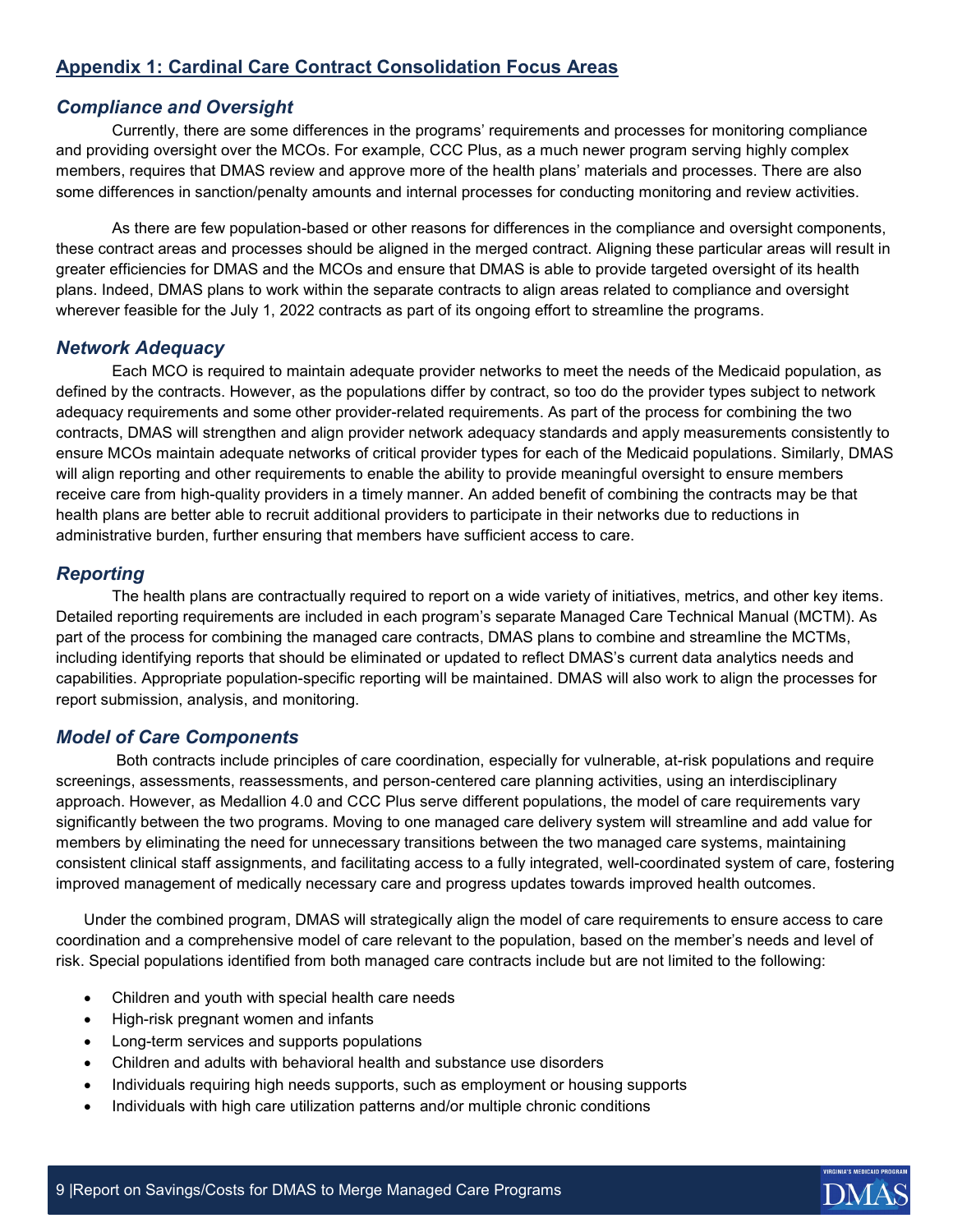## Appendix 1: Cardinal Care Contract Consolidation Focus Areas

### *Compliance and Oversight*

Currently, there are some differences in the programs' requirements and processes for monitoring compliance and providing oversight over the MCOs. For example, CCC Plus, as a much newer program serving highly complex members, requires that DMAS review and approve more of the health plans' materials and processes. There are also some differences in sanction/penalty amounts and internal processes for conducting monitoring and review activities.

As there are few population-based or other reasons for differences in the compliance and oversight components, these contract areas and processes should be aligned in the merged contract. Aligning these particular areas will result in greater efficiencies for DMAS and the MCOs and ensure that DMAS is able to provide targeted oversight of its health plans. Indeed, DMAS plans to work within the separate contracts to align areas related to compliance and oversight wherever feasible for the July 1, 2022 contracts as part of its ongoing effort to streamline the programs.

### *Network Adequacy*

Each MCO is required to maintain adequate provider networks to meet the needs of the Medicaid population, as defined by the contracts. However, as the populations differ by contract, so too do the provider types subject to network adequacy requirements and some other provider-related requirements. As part of the process for combining the two contracts, DMAS will strengthen and align provider network adequacy standards and apply measurements consistently to ensure MCOs maintain adequate networks of critical provider types for each of the Medicaid populations. Similarly, DMAS will align reporting and other requirements to enable the ability to provide meaningful oversight to ensure members receive care from high-quality providers in a timely manner. An added benefit of combining the contracts may be that health plans are better able to recruit additional providers to participate in their networks due to reductions in administrative burden, further ensuring that members have sufficient access to care.

### *Reporting*

The health plans are contractually required to report on a wide variety of initiatives, metrics, and other key items. Detailed reporting requirements are included in each program's separate Managed Care Technical Manual (MCTM). As part of the process for combining the managed care contracts, DMAS plans to combine and streamline the MCTMs, including identifying reports that should be eliminated or updated to reflect DMAS's current data analytics needs and capabilities. Appropriate population-specific reporting will be maintained. DMAS will also work to align the processes for report submission, analysis, and monitoring.

### *Model of Care Components*

Both contracts include principles of care coordination, especially for vulnerable, at-risk populations and require screenings, assessments, reassessments, and person-centered care planning activities, using an interdisciplinary approach. However, as Medallion 4.0 and CCC Plus serve different populations, the model of care requirements vary significantly between the two programs. Moving to one managed care delivery system will streamline and add value for members by eliminating the need for unnecessary transitions between the two managed care systems, maintaining consistent clinical staff assignments, and facilitating access to a fully integrated, well-coordinated system of care, fostering improved management of medically necessary care and progress updates towards improved health outcomes.

Under the combined program, DMAS will strategically align the model of care requirements to ensure access to care coordination and a comprehensive model of care relevant to the population, based on the member's needs and level of risk. Special populations identified from both managed care contracts include but are not limited to the following:

- Children and youth with special health care needs
- High-risk pregnant women and infants
- Long-term services and supports populations
- Children and adults with behavioral health and substance use disorders
- Individuals requiring high needs supports, such as employment or housing supports
- Individuals with high care utilization patterns and/or multiple chronic conditions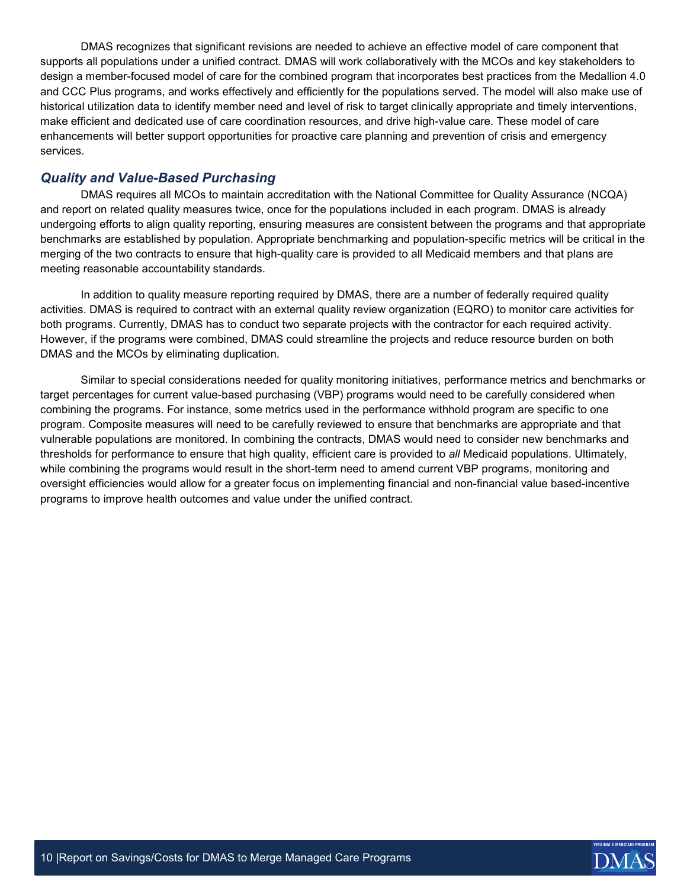DMAS recognizes that significant revisions are needed to achieve an effective model of care component that supports all populations under a unified contract. DMAS will work collaboratively with the MCOs and key stakeholders to design a member-focused model of care for the combined program that incorporates best practices from the Medallion 4.0 and CCC Plus programs, and works effectively and efficiently for the populations served. The model will also make use of historical utilization data to identify member need and level of risk to target clinically appropriate and timely interventions, make efficient and dedicated use of care coordination resources, and drive high-value care. These model of care enhancements will better support opportunities for proactive care planning and prevention of crisis and emergency services.

### *Quality and Value-Based Purchasing*

DMAS requires all MCOs to maintain accreditation with the National Committee for Quality Assurance (NCQA) and report on related quality measures twice, once for the populations included in each program. DMAS is already undergoing efforts to align quality reporting, ensuring measures are consistent between the programs and that appropriate benchmarks are established by population. Appropriate benchmarking and population-specific metrics will be critical in the merging of the two contracts to ensure that high-quality care is provided to all Medicaid members and that plans are meeting reasonable accountability standards.

In addition to quality measure reporting required by DMAS, there are a number of federally required quality activities. DMAS is required to contract with an external quality review organization (EQRO) to monitor care activities for both programs. Currently, DMAS has to conduct two separate projects with the contractor for each required activity. However, if the programs were combined, DMAS could streamline the projects and reduce resource burden on both DMAS and the MCOs by eliminating duplication.

Similar to special considerations needed for quality monitoring initiatives, performance metrics and benchmarks or target percentages for current value-based purchasing (VBP) programs would need to be carefully considered when combining the programs. For instance, some metrics used in the performance withhold program are specific to one program. Composite measures will need to be carefully reviewed to ensure that benchmarks are appropriate and that vulnerable populations are monitored. In combining the contracts, DMAS would need to consider new benchmarks and thresholds for performance to ensure that high quality, efficient care is provided to *all* Medicaid populations. Ultimately, while combining the programs would result in the short-term need to amend current VBP programs, monitoring and oversight efficiencies would allow for a greater focus on implementing financial and non-financial value based-incentive programs to improve health outcomes and value under the unified contract.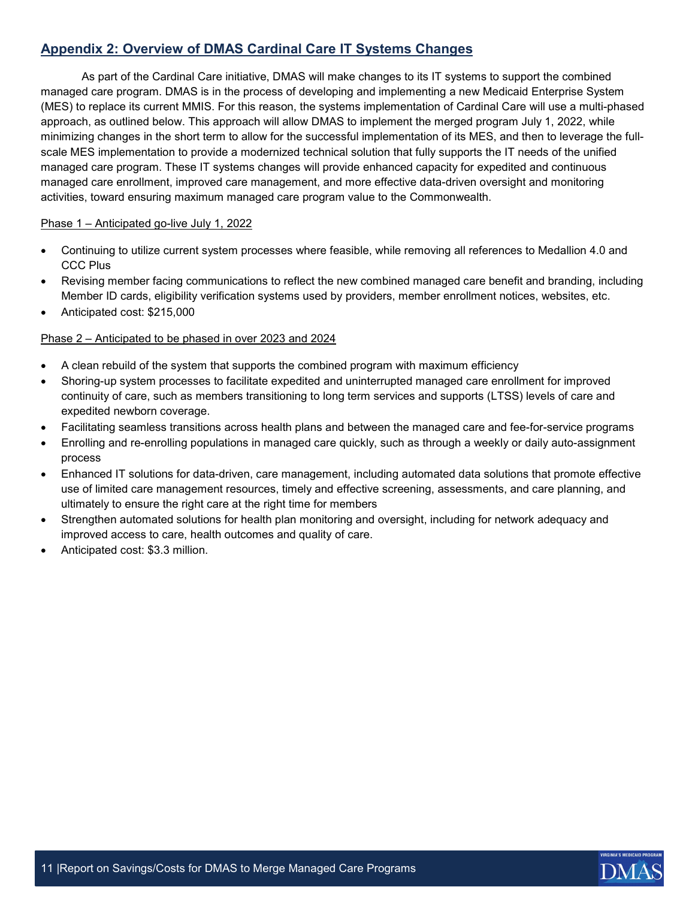## Appendix 2: Overview of DMAS Cardinal Care IT Systems Changes

As part of the Cardinal Care initiative, DMAS will make changes to its IT systems to support the combined managed care program. DMAS is in the process of developing and implementing a new Medicaid Enterprise System (MES) to replace its current MMIS. For this reason, the systems implementation of Cardinal Care will use a multi-phased approach, as outlined below. This approach will allow DMAS to implement the merged program July 1, 2022, while minimizing changes in the short term to allow for the successful implementation of its MES, and then to leverage the full-scale MES implementation to provide a modernized technical solution that fully supports the IT needs of the unified managed care program. These IT systems changes will provide enhanced capacity for expedited and continuous managed care enrollment, improved care management, and more effective data-driven oversight and monitoring activities, toward ensuring maximum managed care program value to the Commonwealth.

Phase 1 – Anticipated go-live July 1, 2022

- Continuing to utilize current system processes where feasible, while removing all references to Medallion 4.0 and CCC Plus
- Revising member facing communications to reflect the new combined managed care benefit and branding, including Member ID cards, eligibility verification systems used by providers, member enrollment notices, websites, etc.
- Anticipated cost: $215,000

Phase 2 – Anticipated to be phased in over 2023 and 2024

- A clean rebuild of the system that supports the combined program with maximum efficiency
- Shoring-up system processes to facilitate expedited and uninterrupted managed care enrollment for improved continuity of care, such as members transitioning to long term services and supports (LTSS) levels of care and expedited newborn coverage.
- Facilitating seamless transitions across health plans and between the managed care and fee-for-service programs
- Enrolling and re-enrolling populations in managed care quickly, such as through a weekly or daily auto-assignment process
- Enhanced IT solutions for data-driven, care management, including automated data solutions that promote effective use of limited care management resources, timely and effective screening, assessments, and care planning, and ultimately to ensure the right care at the right time for members
- Strengthen automated solutions for health plan monitoring and oversight, including for network adequacy and improved access to care, health outcomes and quality of care.
- Anticipated cost: $3.3 million.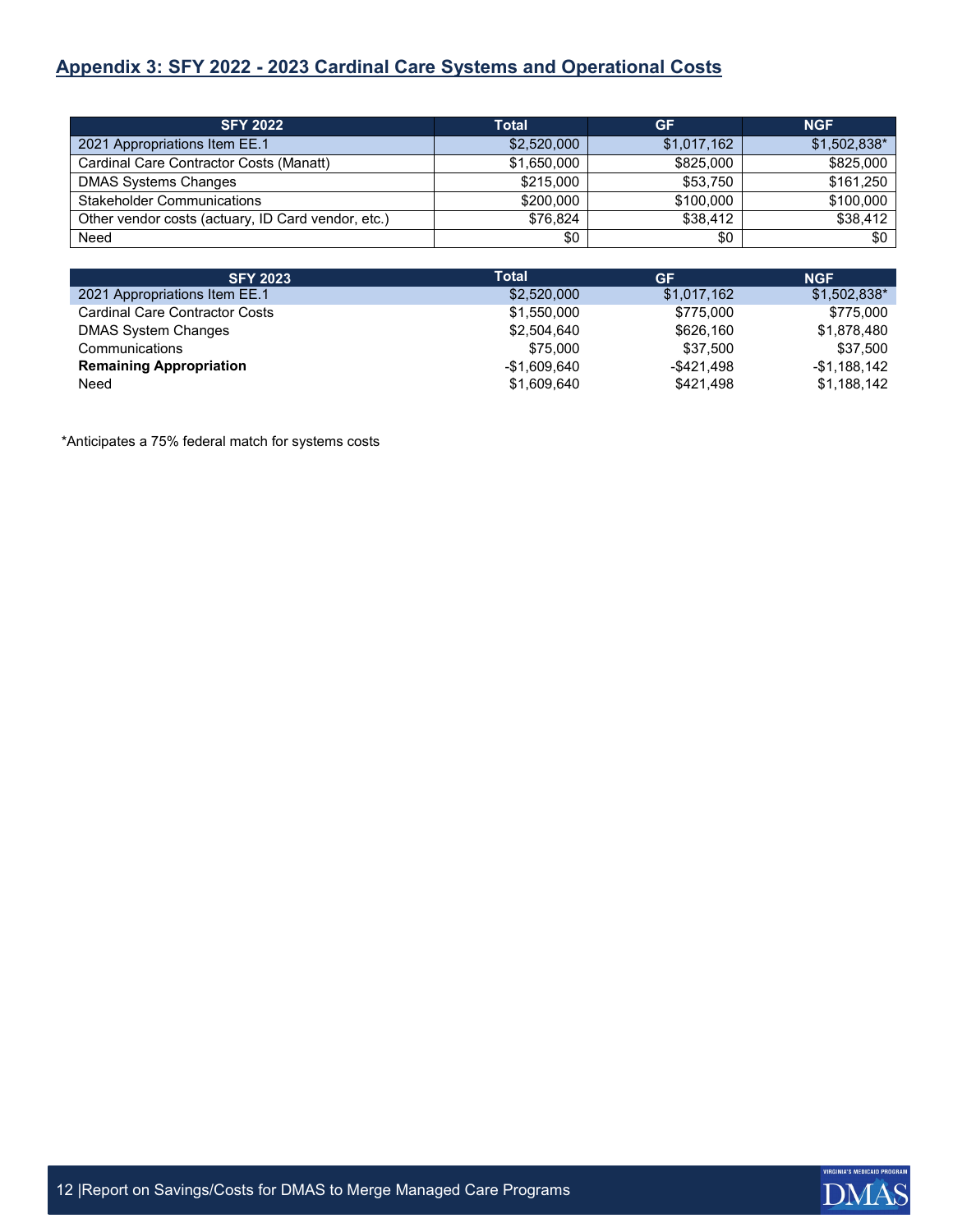## Appendix 3: SFY 2022 - 2023 Cardinal Care Systems and Operational Costs

| SFY 2022 | Total | GF | NGF |
|---|---|---|---|
| 2021 Appropriations Item EE.1 | $2,520,000 | $1,017,162 | $1,502,838* |
| Cardinal Care Contractor Costs (Manatt) | $1,650,000 | $825,000 | $825,000 |
| DMAS Systems Changes | $215,000 | $53,750 | $161,250 |
| Stakeholder Communications | $200,000 | $100,000 | $100,000 |
| Other vendor costs (actuary, ID Card vendor, etc.) | $76,824 | $38,412 | $38,412 |
| Need | $0 | $0 | $0 |

| SFY 2023 | Total | GF | NGF |
|---|---|---|---|
| 2021 Appropriations Item EE.1 | $2,520,000 | $1,017,162 | $1,502,838* |
| Cardinal Care Contractor Costs | $1,550,000 | $775,000 | $775,000 |
| DMAS System Changes | $2,504,640 | $626,160 | $1,878,480 |
| Communications | $75,000 | $37,500 | $37,500 |
| **Remaining Appropriation** | -$1,609,640 | -$421,498 | -$1,188,142 |
| Need | $1,609,640 | $421,498 | $1,188,142 |

*Anticipates a 75% federal match for systems costs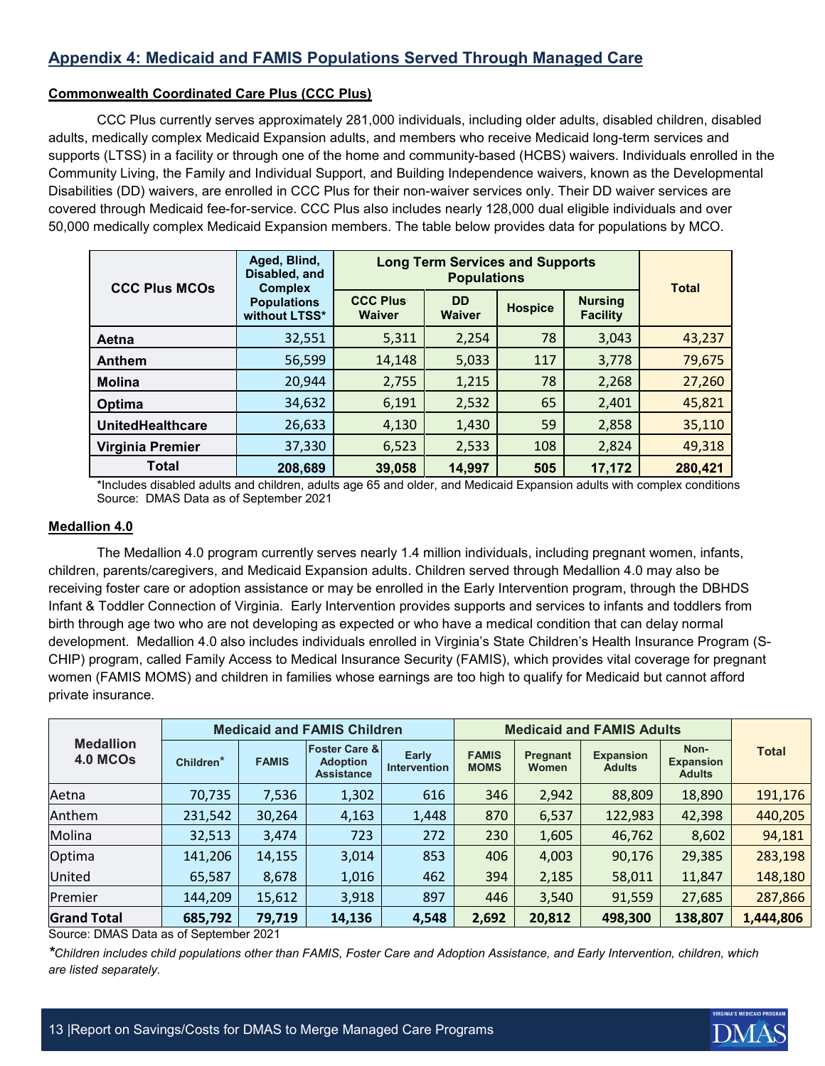## Appendix 4: Medicaid and FAMIS Populations Served Through Managed Care

### Commonwealth Coordinated Care Plus (CCC Plus)

CCC Plus currently serves approximately 281,000 individuals, including older adults, disabled children, disabled adults, medically complex Medicaid Expansion adults, and members who receive Medicaid long-term services and supports (LTSS) in a facility or through one of the home and community-based (HCBS) waivers. Individuals enrolled in the Community Living, the Family and Individual Support, and Building Independence waivers, known as the Developmental Disabilities (DD) waivers, are enrolled in CCC Plus for their non-waiver services only. Their DD waiver services are covered through Medicaid fee-for-service. CCC Plus also includes nearly 128,000 dual eligible individuals and over 50,000 medically complex Medicaid Expansion members. The table below provides data for populations by MCO.

| CCC Plus MCOs | Aged, Blind, Disabled, and Complex Populations without LTSS* | Long Term Services and Supports Populations | | | | Total |
|---|---|---|---|---|---|---|
| | | CCC Plus Waiver | DD Waiver | Hospice | Nursing Facility | |
| **Aetna** | 32,551 | 5,311 | 2,254 | 78 | 3,043 | 43,237 |
| **Anthem** | 56,599 | 14,148 | 5,033 | 117 | 3,778 | 79,675 |
| **Molina** | 20,944 | 2,755 | 1,215 | 78 | 2,268 | 27,260 |
| **Optima** | 34,632 | 6,191 | 2,532 | 65 | 2,401 | 45,821 |
| **UnitedHealthcare** | 26,633 | 4,130 | 1,430 | 59 | 2,858 | 35,110 |
| **Virginia Premier** | 37,330 | 6,523 | 2,533 | 108 | 2,824 | 49,318 |
| **Total** | **208,689** | **39,058** | **14,997** | **505** | **17,172** | **280,421** |

*Includes disabled adults and children, adults age 65 and older, and Medicaid Expansion adults with complex conditions
Source: DMAS Data as of September 2021

### Medallion 4.0

The Medallion 4.0 program currently serves nearly 1.4 million individuals, including pregnant women, infants, children, parents/caregivers, and Medicaid Expansion adults. Children served through Medallion 4.0 may also be receiving foster care or adoption assistance or may be enrolled in the Early Intervention program, through the DBHDS Infant & Toddler Connection of Virginia. Early Intervention provides supports and services to infants and toddlers from birth through age two who are not developing as expected or who have a medical condition that can delay normal development. Medallion 4.0 also includes individuals enrolled in Virginia's State Children's Health Insurance Program (S-CHIP) program, called Family Access to Medical Insurance Security (FAMIS), which provides vital coverage for pregnant women (FAMIS MOMS) and children in families whose earnings are too high to qualify for Medicaid but cannot afford private insurance.

| Medallion 4.0 MCOs | Medicaid and FAMIS Children | | | | Medicaid and FAMIS Adults | | | | Total |
|---|---|---|---|---|---|---|---|---|---|
| | Children* | FAMIS | Foster Care & Adoption Assistance | Early Intervention | FAMIS MOMS | Pregnant Women | Expansion Adults | Non-Expansion Adults | |
| Aetna | 70,735 | 7,536 | 1,302 | 616 | 346 | 2,942 | 88,809 | 18,890 | 191,176 |
| Anthem | 231,542 | 30,264 | 4,163 | 1,448 | 870 | 6,537 | 122,983 | 42,398 | 440,205 |
| Molina | 32,513 | 3,474 | 723 | 272 | 230 | 1,605 | 46,762 | 8,602 | 94,181 |
| Optima | 141,206 | 14,155 | 3,014 | 853 | 406 | 4,003 | 90,176 | 29,385 | 283,198 |
| United | 65,587 | 8,678 | 1,016 | 462 | 394 | 2,185 | 58,011 | 11,847 | 148,180 |
| Premier | 144,209 | 15,612 | 3,918 | 897 | 446 | 3,540 | 91,559 | 27,685 | 287,866 |
| **Grand Total** | **685,792** | **79,719** | **14,136** | **4,548** | **2,692** | **20,812** | **498,300** | **138,807** | **1,444,806** |

Source: DMAS Data as of September 2021

***Children** *includes child populations other than FAMIS, Foster Care and Adoption Assistance, and Early Intervention, children, which are listed separately.*